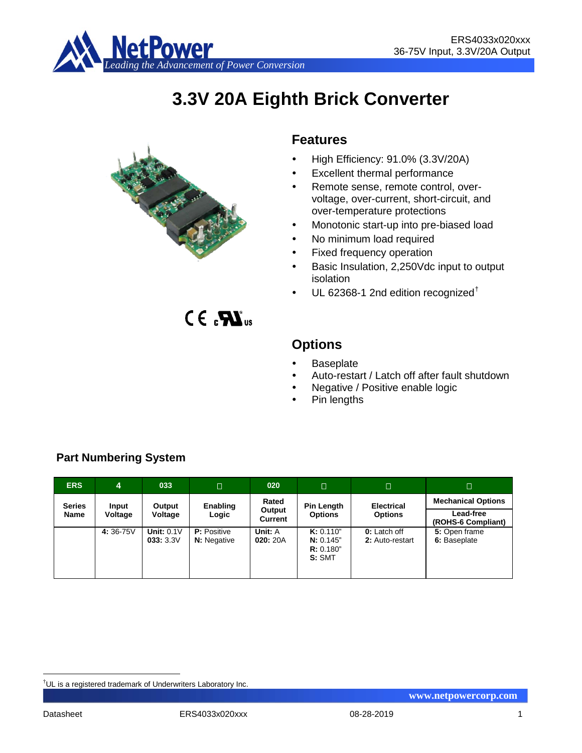# 3.3V 20A Eighth Brick Converter

## Features

- High Efficiency: 91.0% (3.3V/20A)
- Excellent thermal performance
- Remote sense, remote control, over-voltage, over-current, short-circuit, and over-temperature protections
- Monotonic start-up into pre-biased load
- No minimum load required
- Fixed frequency operation
- Basic Insulation, 2,250Vdc input to output isolation
- UL 62368-1 2nd edition recognized†

## Options

- Baseplate
- Auto-restart / Latch off after fault shutdown
- Negative / Positive enable logic
- Pin lengths

### Part Numbering System

| ERS | 4 | 033 | □ | 020 | □ | □ | □ |
|---|---|---|---|---|---|---|---|
| Series Name | Input Voltage | Output Voltage | Enabling Logic | Rated Output Current | Pin Length Options | Electrical Options | Mechanical Options<br>Lead-free (ROHS-6 Compliant) |
| | **4:** 36-75V | **Unit:** 0.1V<br>**033:** 3.3V | **P:** Positive<br>**N:** Negative | **Unit:** A<br>**020:** 20A | **K:** 0.110"<br>**N:** 0.145"<br>**R:** 0.180"<br>**S:** SMT | **0:** Latch off<br>**2:** Auto-restart | **5:** Open frame<br>**6:** Baseplate |

†UL is a registered trademark of Underwriters Laboratory Inc.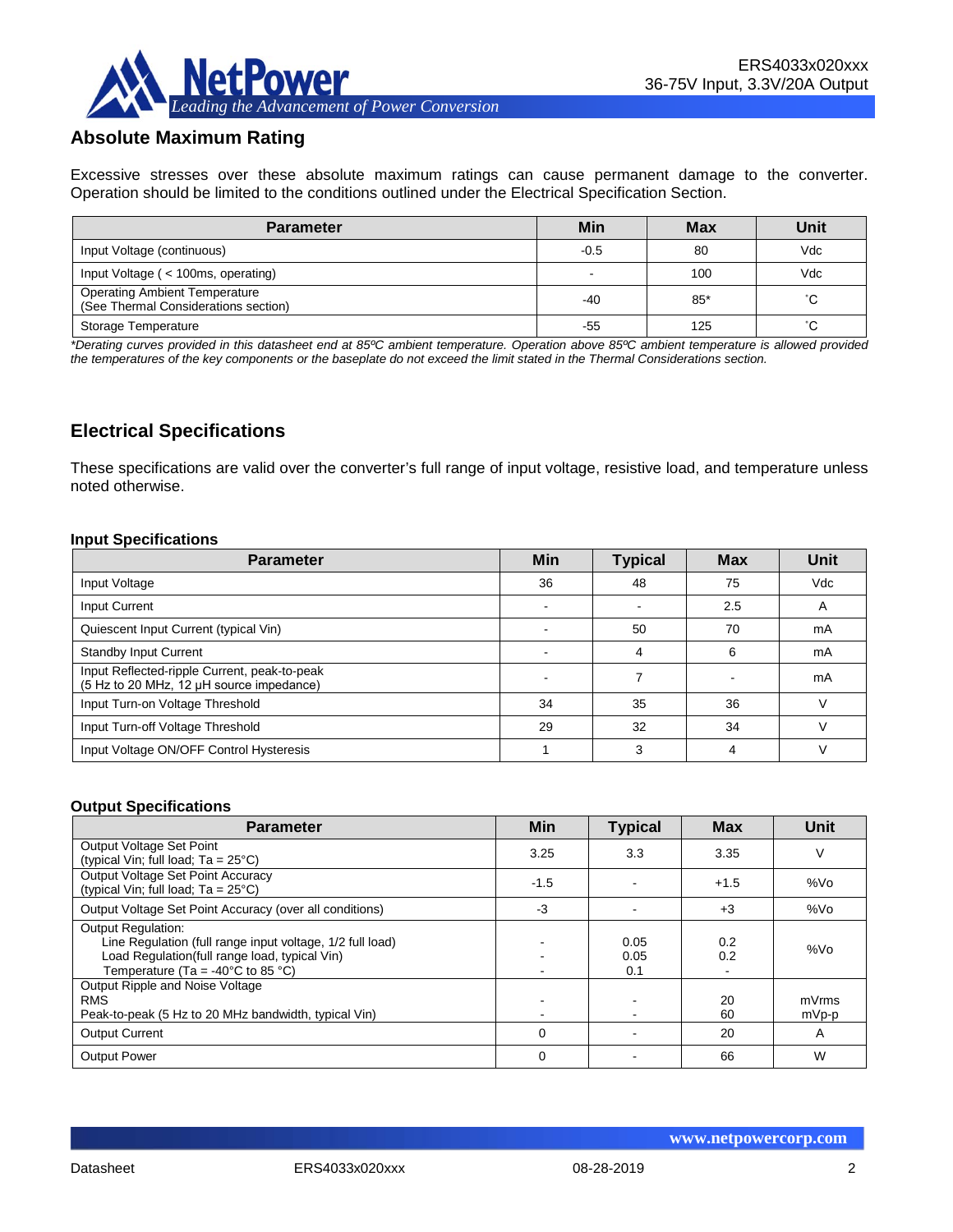## Absolute Maximum Rating

Excessive stresses over these absolute maximum ratings can cause permanent damage to the converter. Operation should be limited to the conditions outlined under the Electrical Specification Section.

| Parameter | Min | Max | Unit |
|---|---|---|---|
| Input Voltage (continuous) | -0.5 | 80 | Vdc |
| Input Voltage ( < 100ms, operating) | - | 100 | Vdc |
| Operating Ambient Temperature (See Thermal Considerations section) | -40 | 85* | ˚C |
| Storage Temperature | -55 | 125 | ˚C |

*\*Derating curves provided in this datasheet end at 85ºC ambient temperature. Operation above 85ºC ambient temperature is allowed provided the temperatures of the key components or the baseplate do not exceed the limit stated in the Thermal Considerations section.*

## Electrical Specifications

These specifications are valid over the converter's full range of input voltage, resistive load, and temperature unless noted otherwise.

### Input Specifications

| Parameter | Min | Typical | Max | Unit |
|---|---|---|---|---|
| Input Voltage | 36 | 48 | 75 | Vdc |
| Input Current | - | - | 2.5 | A |
| Quiescent Input Current (typical Vin) | - | 50 | 70 | mA |
| Standby Input Current | - | 4 | 6 | mA |
| Input Reflected-ripple Current, peak-to-peak (5 Hz to 20 MHz, 12 μH source impedance) | - | 7 | - | mA |
| Input Turn-on Voltage Threshold | 34 | 35 | 36 | V |
| Input Turn-off Voltage Threshold | 29 | 32 | 34 | V |
| Input Voltage ON/OFF Control Hysteresis | 1 | 3 | 4 | V |

### Output Specifications

| Parameter | Min | Typical | Max | Unit |
|---|---|---|---|---|
| Output Voltage Set Point (typical Vin; full load; Ta = 25°C) | 3.25 | 3.3 | 3.35 | V |
| Output Voltage Set Point Accuracy (typical Vin; full load; Ta = 25°C) | -1.5 | - | +1.5 | %Vo |
| Output Voltage Set Point Accuracy (over all conditions) | -3 | - | +3 | %Vo |
| Output Regulation:<br>Line Regulation (full range input voltage, 1/2 full load)<br>Load Regulation(full range load, typical Vin)<br>Temperature (Ta = -40°C to 85 °C) | <br>-<br>-<br>- | <br>0.05<br>0.05<br>0.1 | <br>0.2<br>0.2<br>- | %Vo |
| Output Ripple and Noise Voltage<br>RMS<br>Peak-to-peak (5 Hz to 20 MHz bandwidth, typical Vin) | <br>-<br>- | <br>-<br>- | <br>20<br>60 | <br>mVrms<br>mVp-p |
| Output Current | 0 | - | 20 | A |
| Output Power | 0 | - | 66 | W |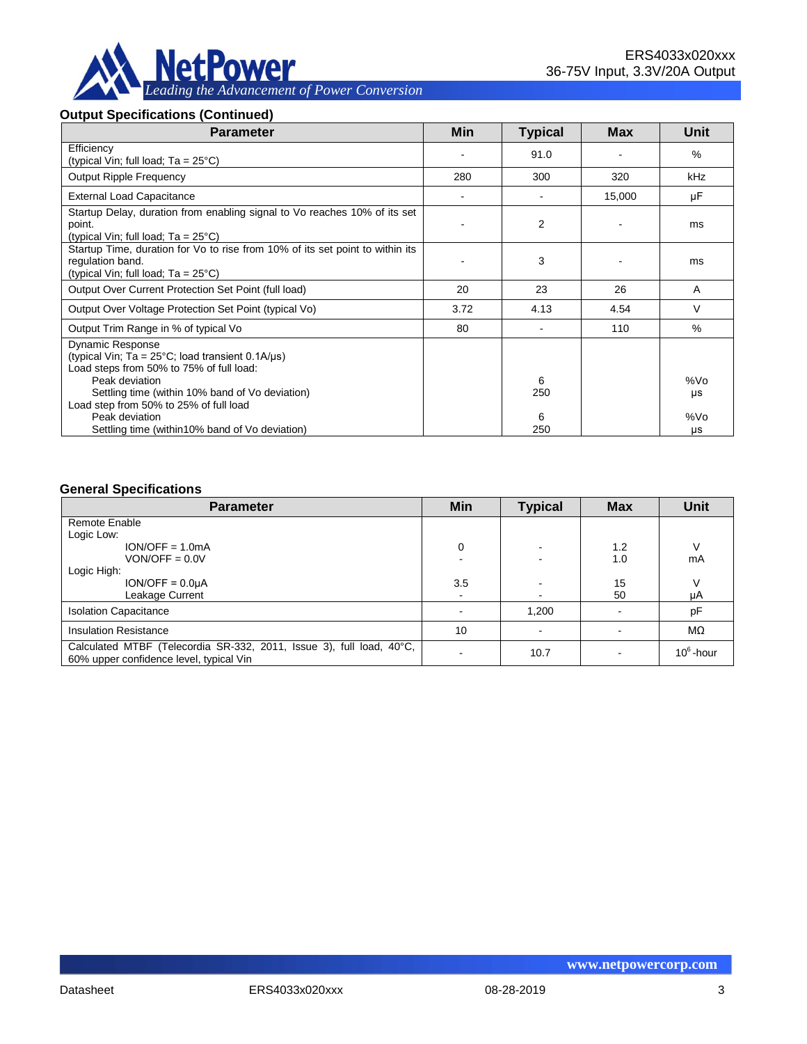### Output Specifications (Continued)

| Parameter | Min | Typical | Max | Unit |
|---|---|---|---|---|
| Efficiency (typical Vin; full load; Ta = 25°C) | - | 91.0 | - | % |
| Output Ripple Frequency | 280 | 300 | 320 | kHz |
| External Load Capacitance | - | - | 15,000 | µF |
| Startup Delay, duration from enabling signal to Vo reaches 10% of its set point. (typical Vin; full load; Ta = 25°C) | - | 2 | - | ms |
| Startup Time, duration for Vo to rise from 10% of its set point to within its regulation band. (typical Vin; full load; Ta = 25°C) | - | 3 | - | ms |
| Output Over Current Protection Set Point (full load) | 20 | 23 | 26 | A |
| Output Over Voltage Protection Set Point (typical Vo) | 3.72 | 4.13 | 4.54 | V |
| Output Trim Range in % of typical Vo | 80 | - | 110 | % |
| Dynamic Response (typical Vin; Ta = 25°C; load transient 0.1A/µs) | | | | |
| Load steps from 50% to 75% of full load: | | | | |
| Peak deviation | | 6 | | %Vo |
| Settling time (within 10% band of Vo deviation) | | 250 | | µs |
| Load step from 50% to 25% of full load | | | | |
| Peak deviation | | 6 | | %Vo |
| Settling time (within10% band of Vo deviation) | | 250 | | µs |

### General Specifications

| Parameter | Min | Typical | Max | Unit |
|---|---|---|---|---|
| Remote Enable | | | | |
| Logic Low: | | | | |
| ION/OFF = 1.0mA | 0 | - | 1.2 | V |
| VON/OFF = 0.0V | - | - | 1.0 | mA |
| Logic High: | | | | |
| ION/OFF = 0.0µA | 3.5 | - | 15 | V |
| Leakage Current | - | - | 50 | µA |
| Isolation Capacitance | - | 1,200 | - | pF |
| Insulation Resistance | 10 | - | - | MΩ |
| Calculated MTBF (Telecordia SR-332, 2011, Issue 3), full load, 40°C, 60% upper confidence level, typical Vin | - | 10.7 | - | $10^6$-hour |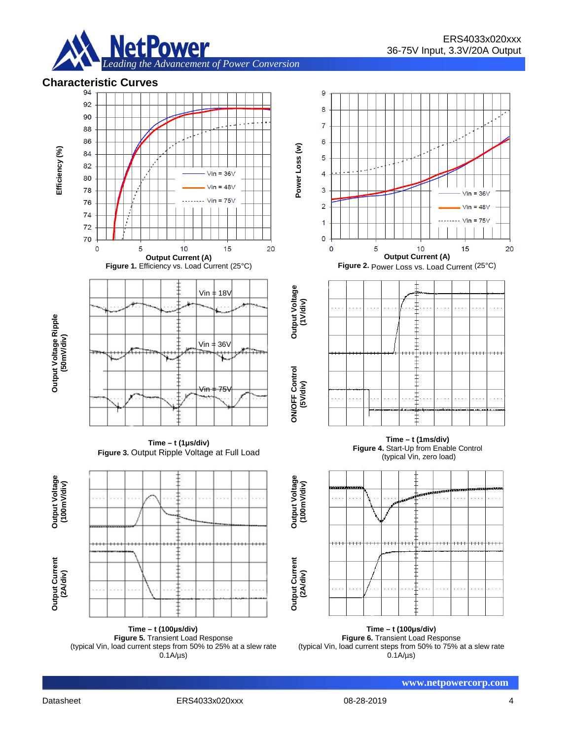## Characteristic Curves

Output Current (A)

**Figure 1.** Efficiency vs. Load Current (25°C)

Output Current (A)

**Figure 2.** Power Loss vs. Load Current (25°C)

**Time – t (1µs/div)**

**Figure 3.** Output Ripple Voltage at Full Load

**Time – t (1ms/div)**

**Figure 4.** Start-Up from Enable Control
(typical Vin, zero load)

**Time – t (100µs/div)**

**Figure 5.** Transient Load Response
(typical Vin, load current steps from 50% to 25% at a slew rate 0.1A/µs)

**Time – t (100µs/div)**

**Figure 6.** Transient Load Response
(typical Vin, load current steps from 50% to 75% at a slew rate 0.1A/µs)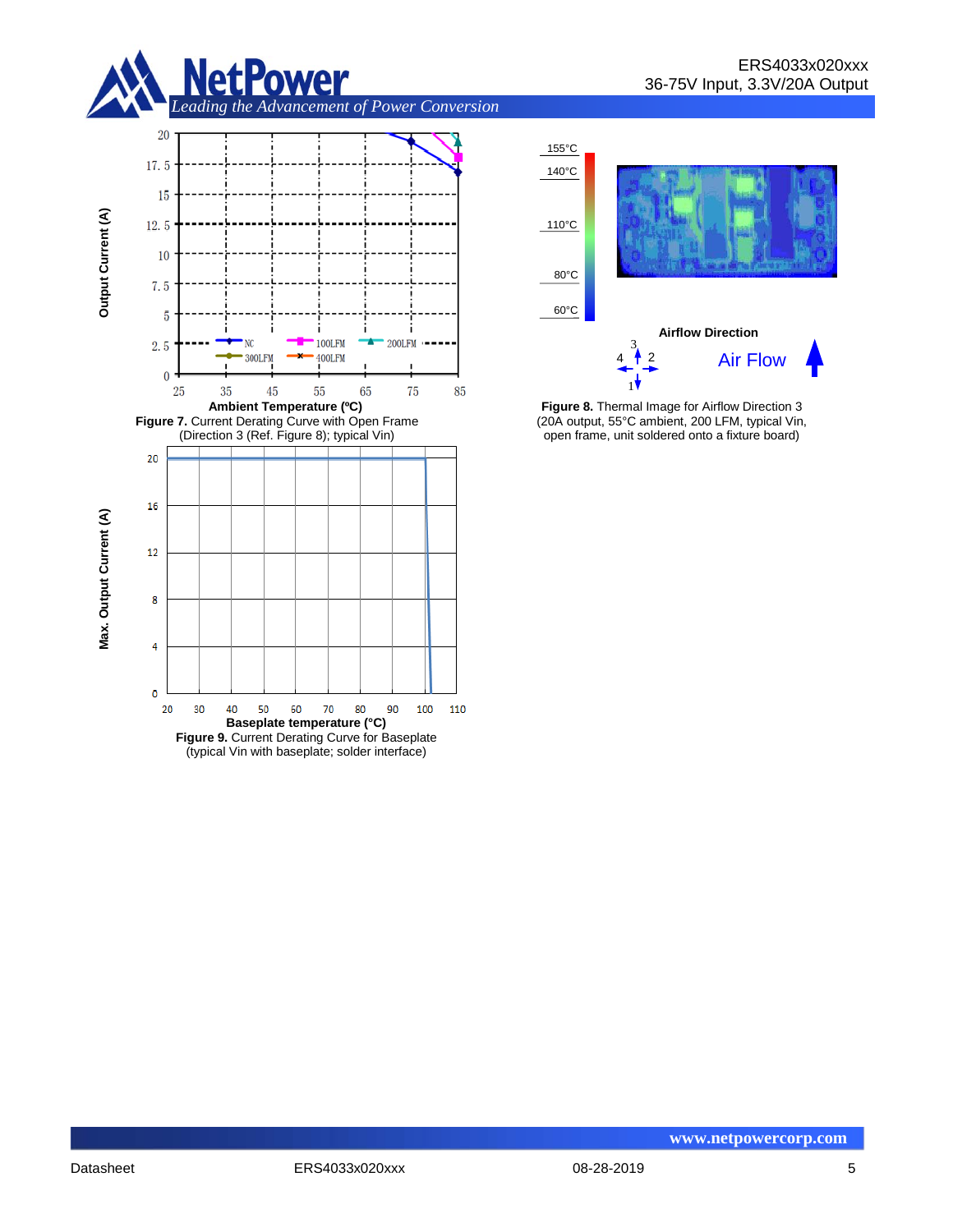Figure 7. Current Derating Curve with Open Frame (Direction 3 (Ref. Figure 8); typical Vin)

Figure 8. Thermal Image for Airflow Direction 3 (20A output, 55°C ambient, 200 LFM, typical Vin, open frame, unit soldered onto a fixture board)

Figure 9. Current Derating Curve for Baseplate (typical Vin with baseplate; solder interface)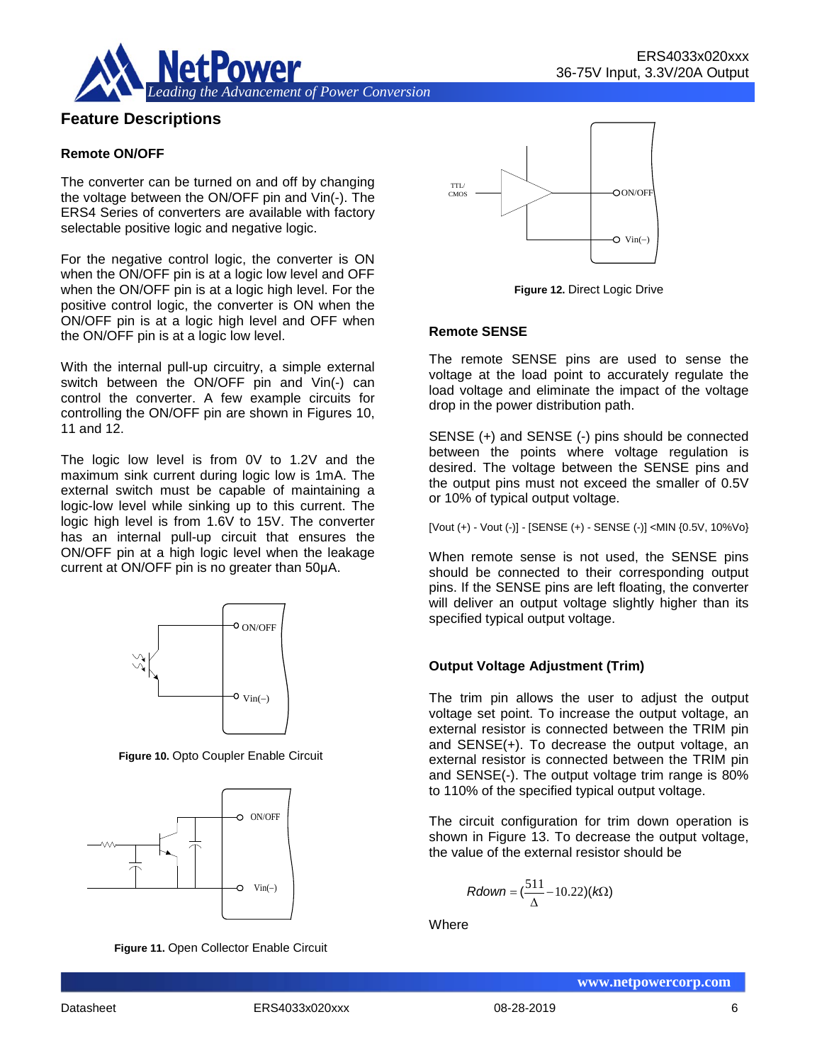## Feature Descriptions

### Remote ON/OFF

The converter can be turned on and off by changing the voltage between the ON/OFF pin and Vin(-). The ERS4 Series of converters are available with factory selectable positive logic and negative logic.

For the negative control logic, the converter is ON when the ON/OFF pin is at a logic low level and OFF when the ON/OFF pin is at a logic high level. For the positive control logic, the converter is ON when the ON/OFF pin is at a logic high level and OFF when the ON/OFF pin is at a logic low level.

With the internal pull-up circuitry, a simple external switch between the ON/OFF pin and Vin(-) can control the converter. A few example circuits for controlling the ON/OFF pin are shown in Figures 10, 11 and 12.

The logic low level is from 0V to 1.2V and the maximum sink current during logic low is 1mA. The external switch must be capable of maintaining a logic-low level while sinking up to this current. The logic high level is from 1.6V to 15V. The converter has an internal pull-up circuit that ensures the ON/OFF pin at a high logic level when the leakage current at ON/OFF pin is no greater than 50μA.

**Figure 10.** Opto Coupler Enable Circuit

**Figure 11.** Open Collector Enable Circuit

**Figure 12.** Direct Logic Drive

### Remote SENSE

The remote SENSE pins are used to sense the voltage at the load point to accurately regulate the load voltage and eliminate the impact of the voltage drop in the power distribution path.

SENSE (+) and SENSE (-) pins should be connected between the points where voltage regulation is desired. The voltage between the SENSE pins and the output pins must not exceed the smaller of 0.5V or 10% of typical output voltage.

[Vout (+) - Vout (-)] - [SENSE (+) - SENSE (-)] <MIN {0.5V, 10%Vo}

When remote sense is not used, the SENSE pins should be connected to their corresponding output pins. If the SENSE pins are left floating, the converter will deliver an output voltage slightly higher than its specified typical output voltage.

### Output Voltage Adjustment (Trim)

The trim pin allows the user to adjust the output voltage set point. To increase the output voltage, an external resistor is connected between the TRIM pin and SENSE(+). To decrease the output voltage, an external resistor is connected between the TRIM pin and SENSE(-). The output voltage trim range is 80% to 110% of the specified typical output voltage.

The circuit configuration for trim down operation is shown in Figure 13. To decrease the output voltage, the value of the external resistor should be

$$Rdown = \left(\frac{511}{\Delta} - 10.22\right)(k\Omega)$$

Where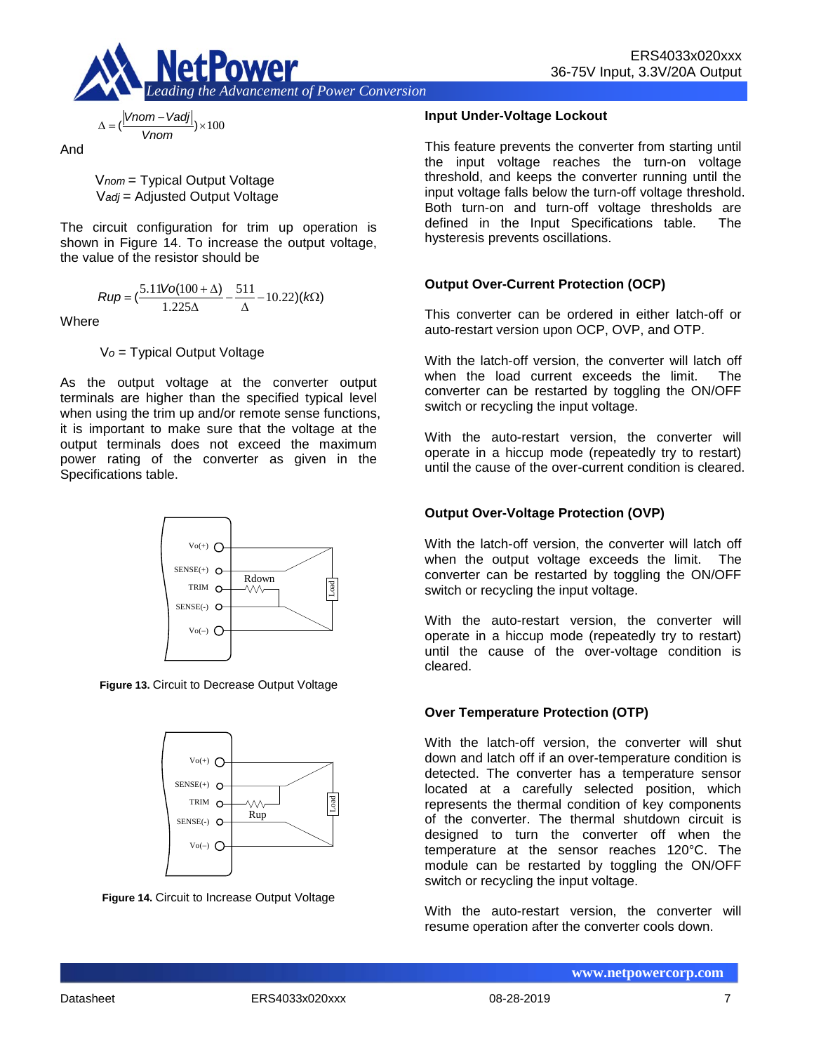$$\Delta = \left(\frac{|Vnom - Vadj|}{Vnom}\right) \times 100$$

And

$V_{nom}$ = Typical Output Voltage
$V_{adj}$ = Adjusted Output Voltage

The circuit configuration for trim up operation is shown in Figure 14. To increase the output voltage, the value of the resistor should be

$$Rup = \left(\frac{5.11Vo(100+\Delta)}{1.225\Delta} - \frac{511}{\Delta} - 10.22\right)(k\Omega)$$

Where

$V_o$ = Typical Output Voltage

As the output voltage at the converter output terminals are higher than the specified typical level when using the trim up and/or remote sense functions, it is important to make sure that the voltage at the output terminals does not exceed the maximum power rating of the converter as given in the Specifications table.

**Figure 13.** Circuit to Decrease Output Voltage

**Figure 14.** Circuit to Increase Output Voltage

### Input Under-Voltage Lockout

This feature prevents the converter from starting until the input voltage reaches the turn-on voltage threshold, and keeps the converter running until the input voltage falls below the turn-off voltage threshold. Both turn-on and turn-off voltage thresholds are defined in the Input Specifications table. The hysteresis prevents oscillations.

### Output Over-Current Protection (OCP)

This converter can be ordered in either latch-off or auto-restart version upon OCP, OVP, and OTP.

With the latch-off version, the converter will latch off when the load current exceeds the limit. The converter can be restarted by toggling the ON/OFF switch or recycling the input voltage.

With the auto-restart version, the converter will operate in a hiccup mode (repeatedly try to restart) until the cause of the over-current condition is cleared.

### Output Over-Voltage Protection (OVP)

With the latch-off version, the converter will latch off when the output voltage exceeds the limit. The converter can be restarted by toggling the ON/OFF switch or recycling the input voltage.

With the auto-restart version, the converter will operate in a hiccup mode (repeatedly try to restart) until the cause of the over-voltage condition is cleared.

### Over Temperature Protection (OTP)

With the latch-off version, the converter will shut down and latch off if an over-temperature condition is detected. The converter has a temperature sensor located at a carefully selected position, which represents the thermal condition of key components of the converter. The thermal shutdown circuit is designed to turn the converter off when the temperature at the sensor reaches 120°C. The module can be restarted by toggling the ON/OFF switch or recycling the input voltage.

With the auto-restart version, the converter will resume operation after the converter cools down.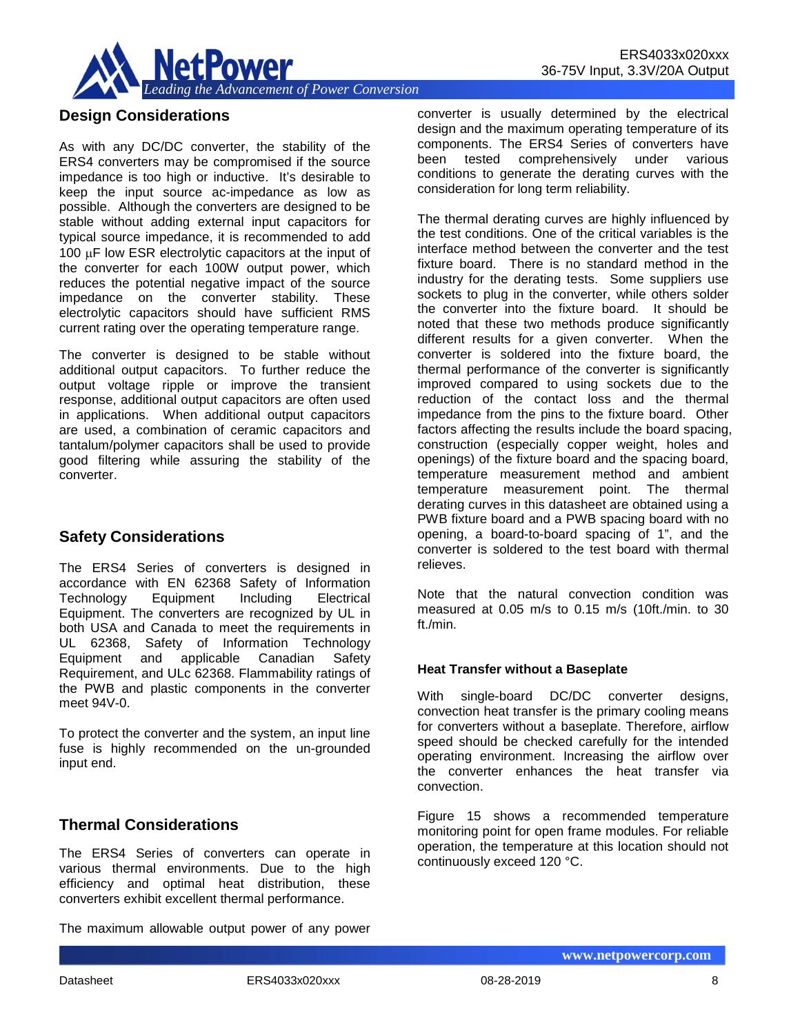## Design Considerations

As with any DC/DC converter, the stability of the ERS4 converters may be compromised if the source impedance is too high or inductive. It's desirable to keep the input source ac-impedance as low as possible. Although the converters are designed to be stable without adding external input capacitors for typical source impedance, it is recommended to add 100 μF low ESR electrolytic capacitors at the input of the converter for each 100W output power, which reduces the potential negative impact of the source impedance on the converter stability. These electrolytic capacitors should have sufficient RMS current rating over the operating temperature range.

The converter is designed to be stable without additional output capacitors. To further reduce the output voltage ripple or improve the transient response, additional output capacitors are often used in applications. When additional output capacitors are used, a combination of ceramic capacitors and tantalum/polymer capacitors shall be used to provide good filtering while assuring the stability of the converter.

## Safety Considerations

The ERS4 Series of converters is designed in accordance with EN 62368 Safety of Information Technology Equipment Including Electrical Equipment. The converters are recognized by UL in both USA and Canada to meet the requirements in UL 62368, Safety of Information Technology Equipment and applicable Canadian Safety Requirement, and ULc 62368. Flammability ratings of the PWB and plastic components in the converter meet 94V-0.

To protect the converter and the system, an input line fuse is highly recommended on the un-grounded input end.

## Thermal Considerations

The ERS4 Series of converters can operate in various thermal environments. Due to the high efficiency and optimal heat distribution, these converters exhibit excellent thermal performance.

The maximum allowable output power of any power converter is usually determined by the electrical design and the maximum operating temperature of its components. The ERS4 Series of converters have been tested comprehensively under various conditions to generate the derating curves with the consideration for long term reliability.

The thermal derating curves are highly influenced by the test conditions. One of the critical variables is the interface method between the converter and the test fixture board. There is no standard method in the industry for the derating tests. Some suppliers use sockets to plug in the converter, while others solder the converter into the fixture board. It should be noted that these two methods produce significantly different results for a given converter. When the converter is soldered into the fixture board, the thermal performance of the converter is significantly improved compared to using sockets due to the reduction of the contact loss and the thermal impedance from the pins to the fixture board. Other factors affecting the results include the board spacing, construction (especially copper weight, holes and openings) of the fixture board and the spacing board, temperature measurement method and ambient temperature measurement point. The thermal derating curves in this datasheet are obtained using a PWB fixture board and a PWB spacing board with no opening, a board-to-board spacing of 1", and the converter is soldered to the test board with thermal relieves.

Note that the natural convection condition was measured at 0.05 m/s to 0.15 m/s (10ft./min. to 30 ft./min.

### Heat Transfer without a Baseplate

With single-board DC/DC converter designs, convection heat transfer is the primary cooling means for converters without a baseplate. Therefore, airflow speed should be checked carefully for the intended operating environment. Increasing the airflow over the converter enhances the heat transfer via convection.

Figure 15 shows a recommended temperature monitoring point for open frame modules. For reliable operation, the temperature at this location should not continuously exceed 120 °C.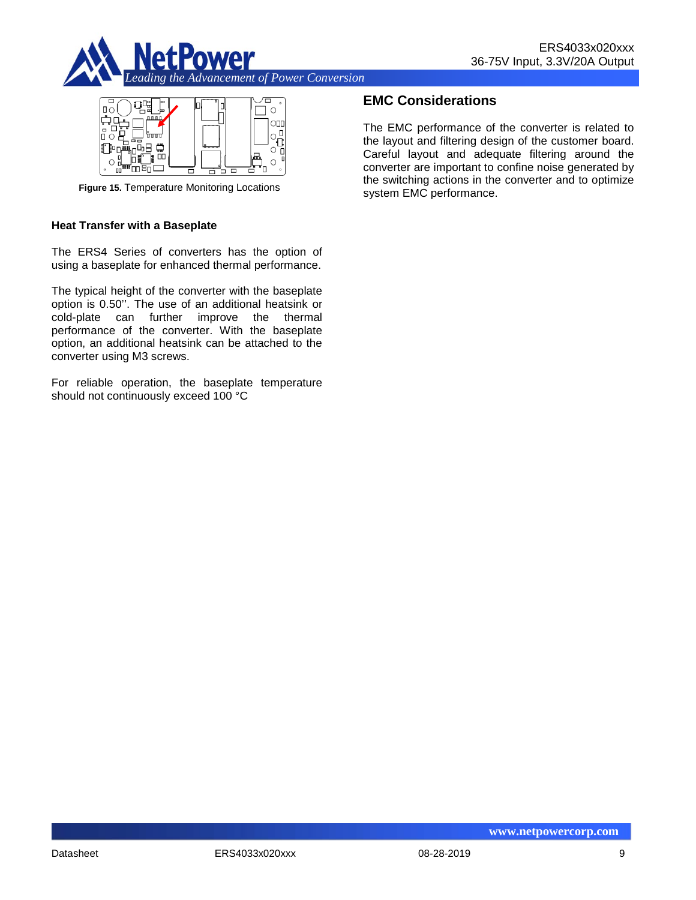**Figure 15.** Temperature Monitoring Locations

### Heat Transfer with a Baseplate

The ERS4 Series of converters has the option of using a baseplate for enhanced thermal performance.

The typical height of the converter with the baseplate option is 0.50''. The use of an additional heatsink or cold-plate can further improve the thermal performance of the converter. With the baseplate option, an additional heatsink can be attached to the converter using M3 screws.

For reliable operation, the baseplate temperature should not continuously exceed 100 °C

## EMC Considerations

The EMC performance of the converter is related to the layout and filtering design of the customer board. Careful layout and adequate filtering around the converter are important to confine noise generated by the switching actions in the converter and to optimize system EMC performance.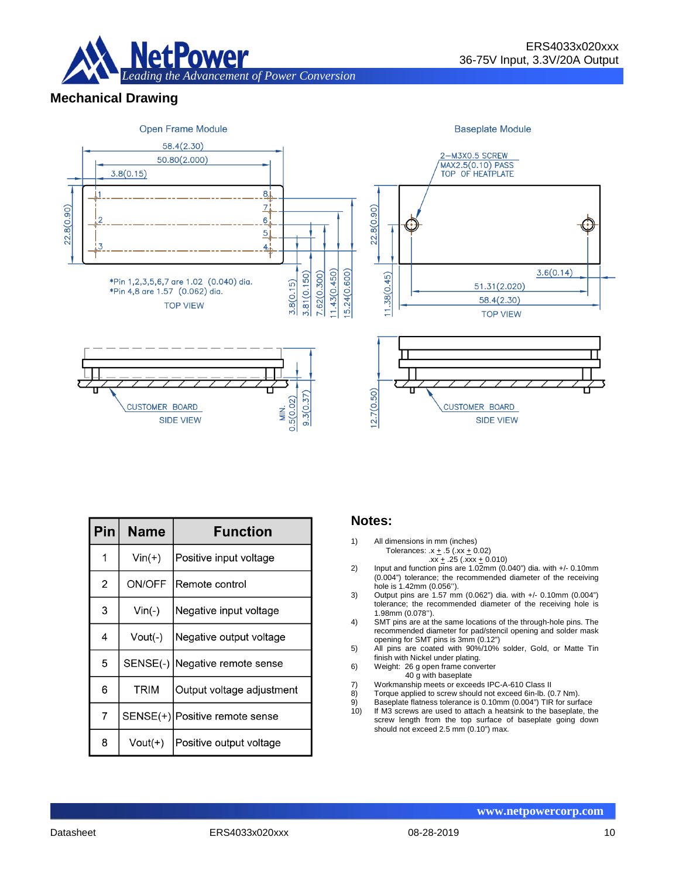## Mechanical Drawing

Open Frame Module

58.4(2.30)
50.80(2.000)
3.8(0.15)
22.8(0.90)

*Pin 1,2,3,5,6,7 are 1.02 (0.040) dia.
*Pin 4,8 are 1.57 (0.062) dia.

TOP VIEW

3.8(0.15)
3.81(0.150)
7.62(0.300)
11.43(0.450)
15.24(0.600)

Baseplate Module

2–M3X0.5 SCREW
MAX2.5(0.10) PASS
TOP OF HEATPLATE

22.8(0.90)
11.38(0.45)
3.6(0.14)
51.31(2.020)
58.4(2.30)

TOP VIEW

CUSTOMER BOARD
SIDE VIEW

MIN. 0.5(0.02)
9.3(0.37)

12.7(0.50)

CUSTOMER BOARD
SIDE VIEW

| Pin | Name | Function |
|---|---|---|
| 1 | Vin(+) | Positive input voltage |
| 2 | ON/OFF | Remote control |
| 3 | Vin(-) | Negative input voltage |
| 4 | Vout(-) | Negative output voltage |
| 5 | SENSE(-) | Negative remote sense |
| 6 | TRIM | Output voltage adjustment |
| 7 | SENSE(+) | Positive remote sense |
| 8 | Vout(+) | Positive output voltage |

### Notes:

1) All dimensions in mm (inches)
   Tolerances: .x ± .5 (.xx ± 0.02)
   .xx ± .25 (.xxx ± 0.010)
2) Input and function pins are 1.02mm (0.040") dia. with +/- 0.10mm (0.004") tolerance; the recommended diameter of the receiving hole is 1.42mm (0.056").
3) Output pins are 1.57 mm (0.062") dia. with +/- 0.10mm (0.004") tolerance; the recommended diameter of the receiving hole is 1.98mm (0.078").
4) SMT pins are at the same locations of the through-hole pins. The recommended diameter for pad/stencil opening and solder mask opening for SMT pins is 3mm (0.12")
5) All pins are coated with 90%/10% solder, Gold, or Matte Tin finish with Nickel under plating.
6) Weight: 26 g open frame converter
   40 g with baseplate
7) Workmanship meets or exceeds IPC-A-610 Class II
8) Torque applied to screw should not exceed 6in-lb. (0.7 Nm).
9) Baseplate flatness tolerance is 0.10mm (0.004") TIR for surface
10) If M3 screws are used to attach a heatsink to the baseplate, the screw length from the top surface of baseplate going down should not exceed 2.5 mm (0.10") max.